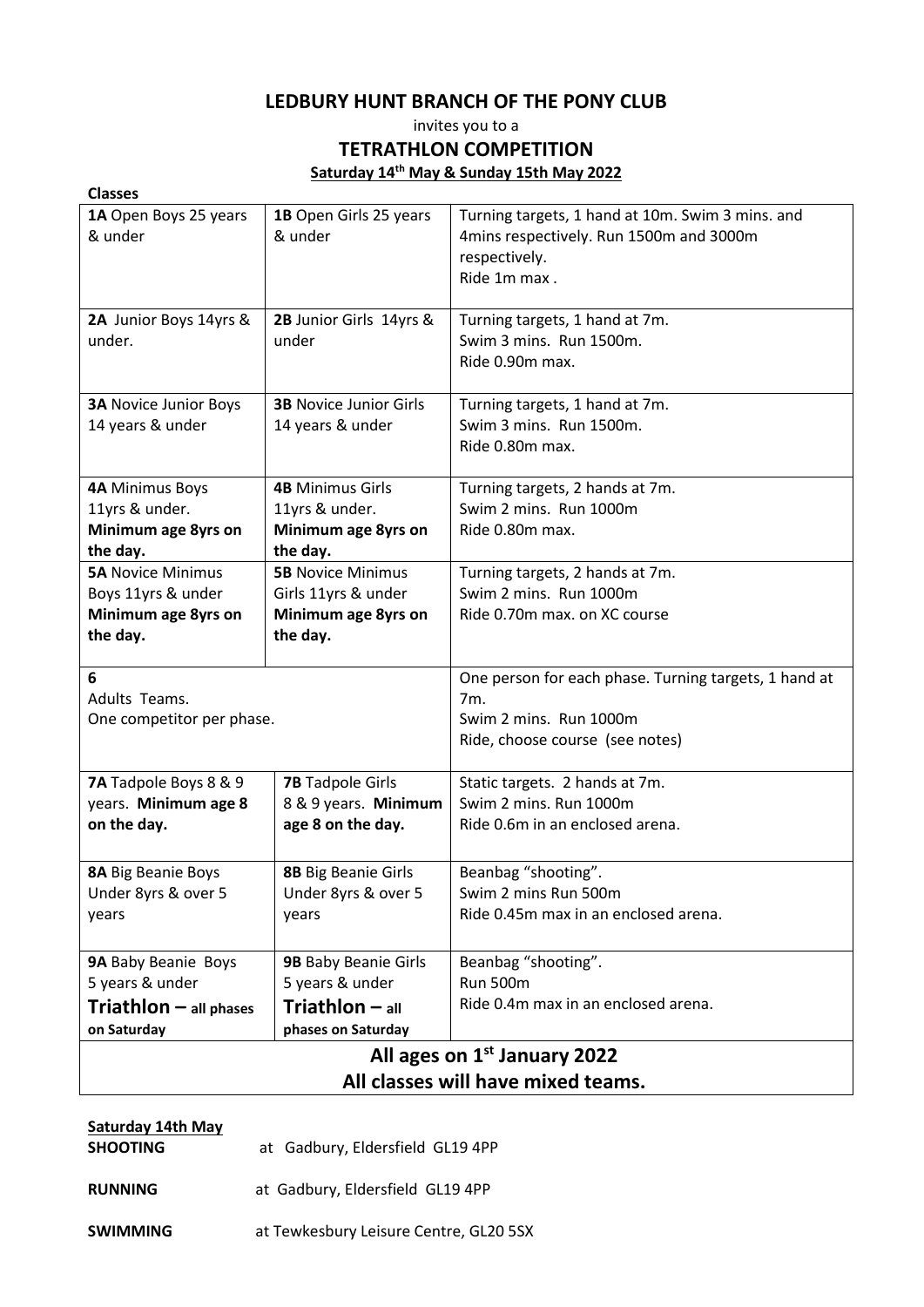# LEDBURY HUNT BRANCH OF THE PONY CLUB

invites you to a

## TETRATHLON COMPETITION

**Saturday 14th May & Sunday 15th May 2022**

**Classes**

| | | |
|---|---|---|
| **1A** Open Boys 25 years & under | **1B** Open Girls 25 years & under | Turning targets, 1 hand at 10m. Swim 3 mins. and 4mins respectively. Run 1500m and 3000m respectively. Ride 1m max . |
| **2A** Junior Boys 14yrs & under. | **2B** Junior Girls 14yrs & under | Turning targets, 1 hand at 7m. Swim 3 mins. Run 1500m. Ride 0.90m max. |
| **3A** Novice Junior Boys 14 years & under | **3B** Novice Junior Girls 14 years & under | Turning targets, 1 hand at 7m. Swim 3 mins. Run 1500m. Ride 0.80m max. |
| **4A** Minimus Boys 11yrs & under. **Minimum age 8yrs on the day.** | **4B** Minimus Girls 11yrs & under. **Minimum age 8yrs on the day.** | Turning targets, 2 hands at 7m. Swim 2 mins. Run 1000m Ride 0.80m max. |
| **5A** Novice Minimus Boys 11yrs & under **Minimum age 8yrs on the day.** | **5B** Novice Minimus Girls 11yrs & under **Minimum age 8yrs on the day.** | Turning targets, 2 hands at 7m. Swim 2 mins. Run 1000m Ride 0.70m max. on XC course |
| **6** Adults Teams. One competitor per phase. | | One person for each phase. Turning targets, 1 hand at 7m. Swim 2 mins. Run 1000m Ride, choose course (see notes) |
| **7A** Tadpole Boys 8 & 9 years. **Minimum age 8 on the day.** | **7B** Tadpole Girls 8 & 9 years. **Minimum age 8 on the day.** | Static targets. 2 hands at 7m. Swim 2 mins. Run 1000m Ride 0.6m in an enclosed arena. |
| **8A** Big Beanie Boys Under 8yrs & over 5 years | **8B** Big Beanie Girls Under 8yrs & over 5 years | Beanbag "shooting". Swim 2 mins Run 500m Ride 0.45m max in an enclosed arena. |
| **9A** Baby Beanie Boys 5 years & under **Triathlon – all phases on Saturday** | **9B** Baby Beanie Girls 5 years & under **Triathlon – all phases on Saturday** | Beanbag "shooting". Run 500m Ride 0.4m max in an enclosed arena. |
| **All ages on 1st January 2022** **All classes will have mixed teams.** | | |

**Saturday 14th May**

**SHOOTING** at Gadbury, Eldersfield GL19 4PP

**RUNNING** at Gadbury, Eldersfield GL19 4PP

**SWIMMING** at Tewkesbury Leisure Centre, GL20 5SX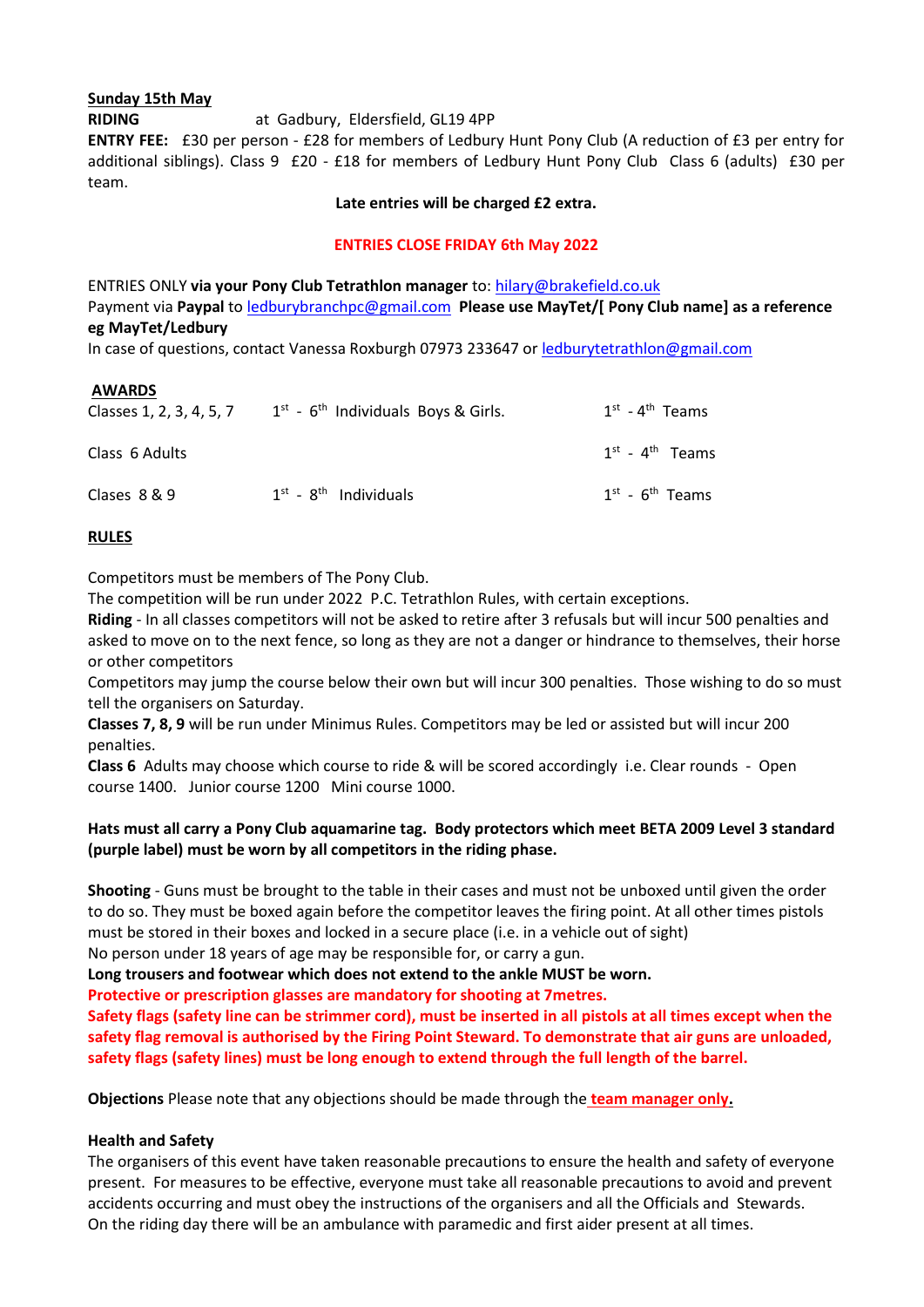**Sunday 15th May**

**RIDING** at Gadbury, Eldersfield, GL19 4PP

**ENTRY FEE:** £30 per person - £28 for members of Ledbury Hunt Pony Club (A reduction of £3 per entry for additional siblings). Class 9 £20 - £18 for members of Ledbury Hunt Pony Club Class 6 (adults) £30 per team.

**Late entries will be charged £2 extra.**

**ENTRIES CLOSE FRIDAY 6th May 2022**

ENTRIES ONLY **via your Pony Club Tetrathlon manager** to: hilary@brakefield.co.uk
Payment via **Paypal** to ledburybranchpc@gmail.com **Please use MayTet/[ Pony Club name] as a reference eg MayTet/Ledbury**
In case of questions, contact Vanessa Roxburgh 07973 233647 or ledburytetrathlon@gmail.com

**AWARDS**

| | | |
|---|---|---|
| Classes 1, 2, 3, 4, 5, 7 | 1st - 6th Individuals Boys & Girls. | 1st - 4th Teams |
| Class 6 Adults | | 1st - 4th Teams |
| Clases 8 & 9 | 1st - 8th Individuals | 1st - 6th Teams |

**RULES**

Competitors must be members of The Pony Club.
The competition will be run under 2022 P.C. Tetrathlon Rules, with certain exceptions.
**Riding** - In all classes competitors will not be asked to retire after 3 refusals but will incur 500 penalties and asked to move on to the next fence, so long as they are not a danger or hindrance to themselves, their horse or other competitors
Competitors may jump the course below their own but will incur 300 penalties. Those wishing to do so must tell the organisers on Saturday.
**Classes 7, 8, 9** will be run under Minimus Rules. Competitors may be led or assisted but will incur 200 penalties.
**Class 6** Adults may choose which course to ride & will be scored accordingly i.e. Clear rounds - Open course 1400. Junior course 1200 Mini course 1000.

**Hats must all carry a Pony Club aquamarine tag. Body protectors which meet BETA 2009 Level 3 standard (purple label) must be worn by all competitors in the riding phase.**

**Shooting** - Guns must be brought to the table in their cases and must not be unboxed until given the order to do so. They must be boxed again before the competitor leaves the firing point. At all other times pistols must be stored in their boxes and locked in a secure place (i.e. in a vehicle out of sight)
No person under 18 years of age may be responsible for, or carry a gun.
**Long trousers and footwear which does not extend to the ankle MUST be worn.**
**Protective or prescription glasses are mandatory for shooting at 7metres.**
**Safety flags (safety line can be strimmer cord), must be inserted in all pistols at all times except when the safety flag removal is authorised by the Firing Point Steward. To demonstrate that air guns are unloaded, safety flags (safety lines) must be long enough to extend through the full length of the barrel.**

**Objections** Please note that any objections should be made through the **team manager only.**

**Health and Safety**
The organisers of this event have taken reasonable precautions to ensure the health and safety of everyone present. For measures to be effective, everyone must take all reasonable precautions to avoid and prevent accidents occurring and must obey the instructions of the organisers and all the Officials and Stewards.
On the riding day there will be an ambulance with paramedic and first aider present at all times.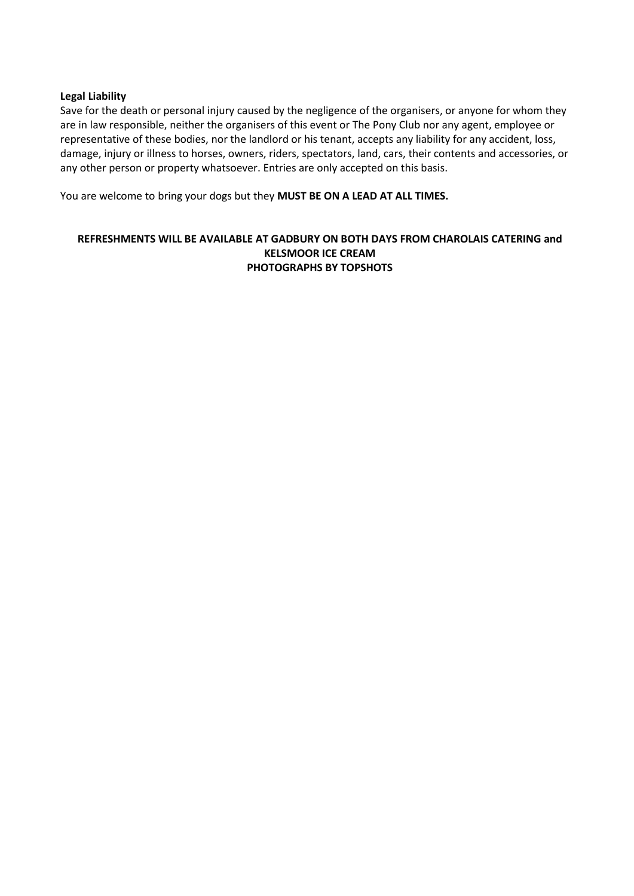**Legal Liability**

Save for the death or personal injury caused by the negligence of the organisers, or anyone for whom they are in law responsible, neither the organisers of this event or The Pony Club nor any agent, employee or representative of these bodies, nor the landlord or his tenant, accepts any liability for any accident, loss, damage, injury or illness to horses, owners, riders, spectators, land, cars, their contents and accessories, or any other person or property whatsoever. Entries are only accepted on this basis.

You are welcome to bring your dogs but they **MUST BE ON A LEAD AT ALL TIMES.**

**REFRESHMENTS WILL BE AVAILABLE AT GADBURY ON BOTH DAYS FROM CHAROLAIS CATERING and KELSMOOR ICE CREAM**

**PHOTOGRAPHS BY TOPSHOTS**